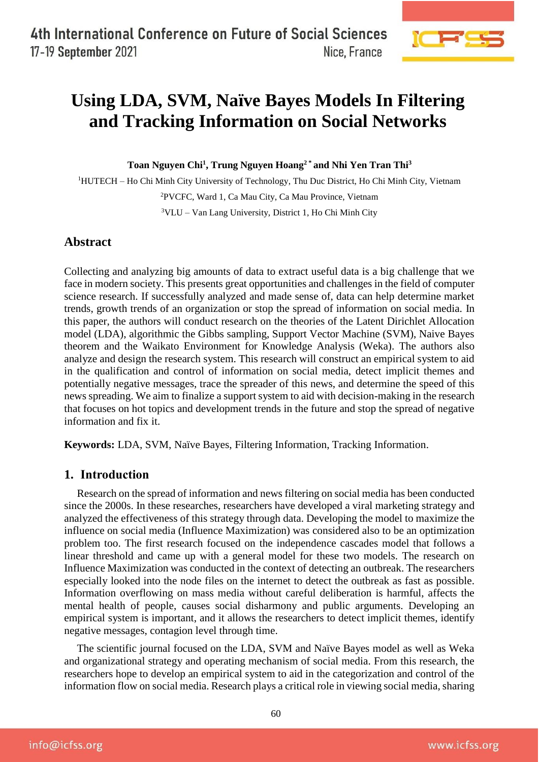# Using LDA, SVM, Naïve Bayes Models In Filtering and Tracking Information on Social Networks

**Toan Nguyen Chi[1], Trung Nguyen Hoang[2 *] and Nhi Yen Tran Thi[3]**

[1]HUTECH – Ho Chi Minh City University of Technology, Thu Duc District, Ho Chi Minh City, Vietnam

[2]PVCFC, Ward 1, Ca Mau City, Ca Mau Province, Vietnam

[3]VLU – Van Lang University, District 1, Ho Chi Minh City

## Abstract

Collecting and analyzing big amounts of data to extract useful data is a big challenge that we face in modern society. This presents great opportunities and challenges in the field of computer science research. If successfully analyzed and made sense of, data can help determine market trends, growth trends of an organization or stop the spread of information on social media. In this paper, the authors will conduct research on the theories of the Latent Dirichlet Allocation model (LDA), algorithmic the Gibbs sampling, Support Vector Machine (SVM), Naive Bayes theorem and the Waikato Environment for Knowledge Analysis (Weka). The authors also analyze and design the research system. This research will construct an empirical system to aid in the qualification and control of information on social media, detect implicit themes and potentially negative messages, trace the spreader of this news, and determine the speed of this news spreading. We aim to finalize a support system to aid with decision-making in the research that focuses on hot topics and development trends in the future and stop the spread of negative information and fix it.

**Keywords:** LDA, SVM, Naïve Bayes, Filtering Information, Tracking Information.

## 1. Introduction

Research on the spread of information and news filtering on social media has been conducted since the 2000s. In these researches, researchers have developed a viral marketing strategy and analyzed the effectiveness of this strategy through data. Developing the model to maximize the influence on social media (Influence Maximization) was considered also to be an optimization problem too. The first research focused on the independence cascades model that follows a linear threshold and came up with a general model for these two models. The research on Influence Maximization was conducted in the context of detecting an outbreak. The researchers especially looked into the node files on the internet to detect the outbreak as fast as possible. Information overflowing on mass media without careful deliberation is harmful, affects the mental health of people, causes social disharmony and public arguments. Developing an empirical system is important, and it allows the researchers to detect implicit themes, identify negative messages, contagion level through time.

The scientific journal focused on the LDA, SVM and Naïve Bayes model as well as Weka and organizational strategy and operating mechanism of social media. From this research, the researchers hope to develop an empirical system to aid in the categorization and control of the information flow on social media. Research plays a critical role in viewing social media, sharing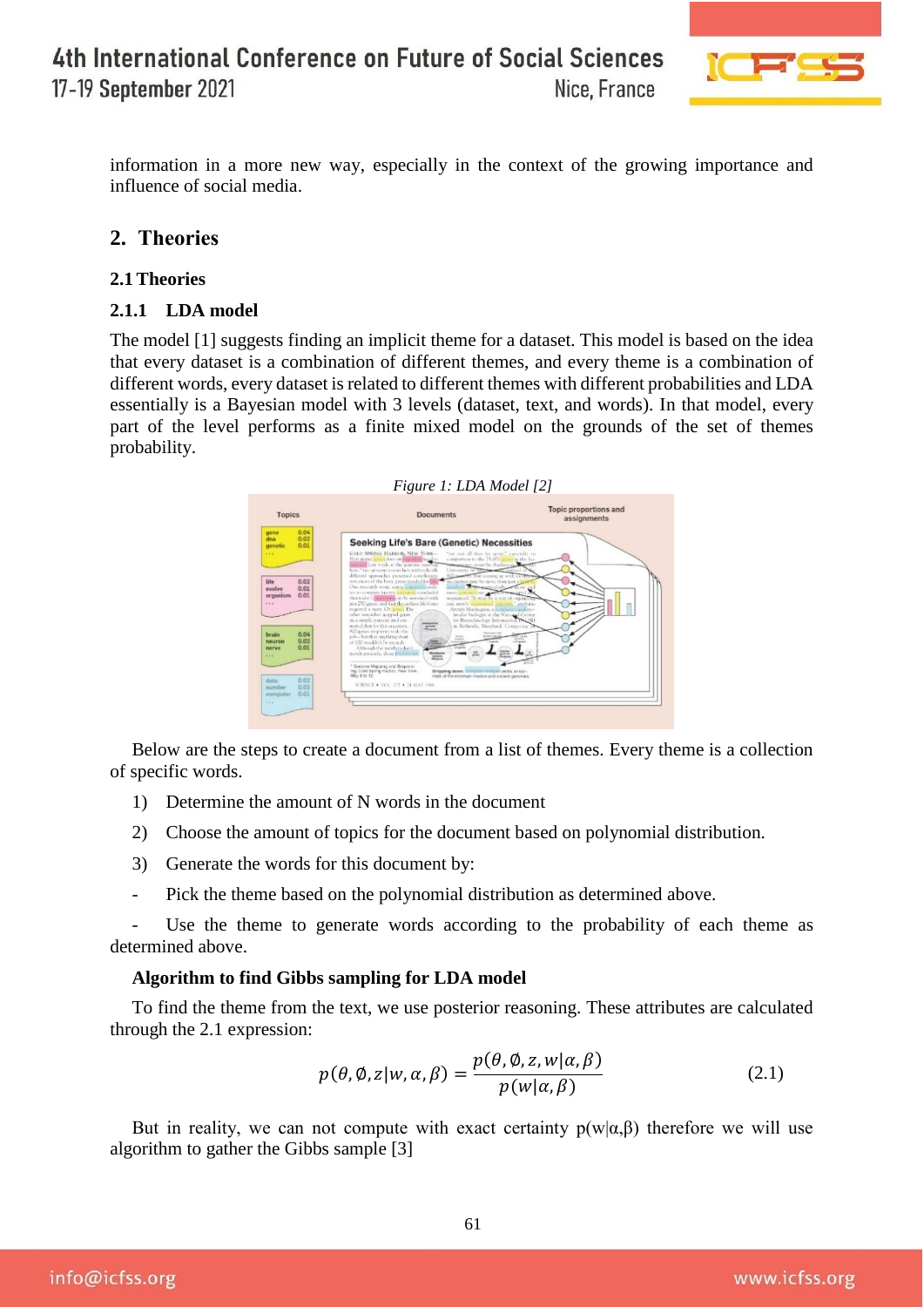information in a more new way, especially in the context of the growing importance and influence of social media.

## 2. Theories

### 2.1 Theories

#### 2.1.1 LDA model

The model [1] suggests finding an implicit theme for a dataset. This model is based on the idea that every dataset is a combination of different themes, and every theme is a combination of different words, every dataset is related to different themes with different probabilities and LDA essentially is a Bayesian model with 3 levels (dataset, text, and words). In that model, every part of the level performs as a finite mixed model on the grounds of the set of themes probability.

*Figure 1: LDA Model [2]*

Below are the steps to create a document from a list of themes. Every theme is a collection of specific words.

1) Determine the amount of N words in the document
2) Choose the amount of topics for the document based on polynomial distribution.
3) Generate the words for this document by:

- Pick the theme based on the polynomial distribution as determined above.
- Use the theme to generate words according to the probability of each theme as determined above.

**Algorithm to find Gibbs sampling for LDA model**

To find the theme from the text, we use posterior reasoning. These attributes are calculated through the 2.1 expression:

$$p(\theta, \emptyset, z | w, \alpha, \beta) = \frac{p(\theta, \emptyset, z, w | \alpha, \beta)}{p(w | \alpha, \beta)} \tag{2.1}$$

But in reality, we can not compute with exact certainty $p(w|\alpha,\beta)$ therefore we will use algorithm to gather the Gibbs sample [3]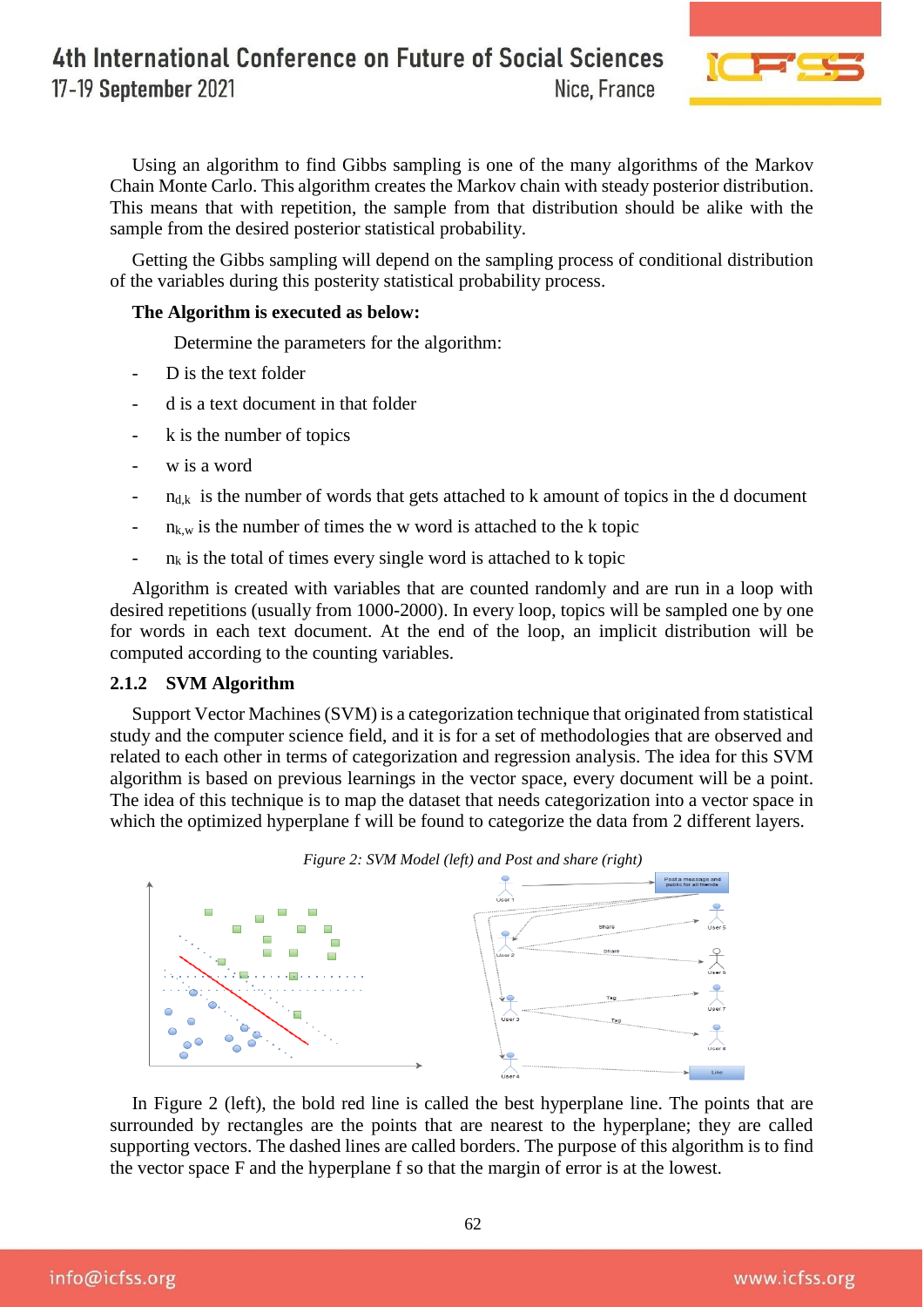Using an algorithm to find Gibbs sampling is one of the many algorithms of the Markov Chain Monte Carlo. This algorithm creates the Markov chain with steady posterior distribution. This means that with repetition, the sample from that distribution should be alike with the sample from the desired posterior statistical probability.

Getting the Gibbs sampling will depend on the sampling process of conditional distribution of the variables during this posterity statistical probability process.

**The Algorithm is executed as below:**

Determine the parameters for the algorithm:

- D is the text folder
- d is a text document in that folder
- k is the number of topics
- w is a word
- $n_{d,k}$ is the number of words that gets attached to k amount of topics in the d document
- $n_{k,w}$ is the number of times the w word is attached to the k topic
- $n_k$ is the total of times every single word is attached to k topic

Algorithm is created with variables that are counted randomly and are run in a loop with desired repetitions (usually from 1000-2000). In every loop, topics will be sampled one by one for words in each text document. At the end of the loop, an implicit distribution will be computed according to the counting variables.

### 2.1.2 SVM Algorithm

Support Vector Machines (SVM) is a categorization technique that originated from statistical study and the computer science field, and it is for a set of methodologies that are observed and related to each other in terms of categorization and regression analysis. The idea for this SVM algorithm is based on previous learnings in the vector space, every document will be a point. The idea of this technique is to map the dataset that needs categorization into a vector space in which the optimized hyperplane f will be found to categorize the data from 2 different layers.

*Figure 2: SVM Model (left) and Post and share (right)*

In Figure 2 (left), the bold red line is called the best hyperplane line. The points that are surrounded by rectangles are the points that are nearest to the hyperplane; they are called supporting vectors. The dashed lines are called borders. The purpose of this algorithm is to find the vector space F and the hyperplane f so that the margin of error is at the lowest.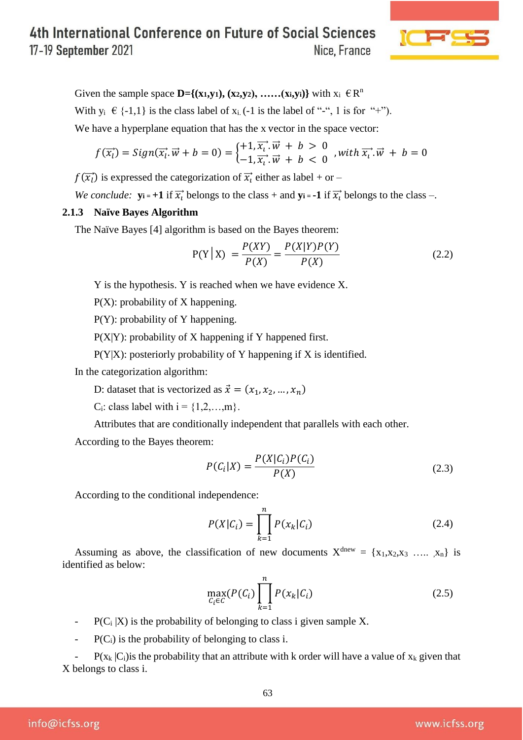Given the sample space **D={($x_1$,$y_1$), ($x_2$,$y_2$), ……($x_i$,$y_i$)}** with $x_i \in R^n$

With $y_i \in \{-1,1\}$ is the class label of $x_i$. (-1 is the label of "-", 1 is for "+").

We have a hyperplane equation that has the x vector in the space vector:

$$f(\vec{x_i}) = Sign(\vec{x_i}.\vec{w} + b = 0) = \begin{cases} +1, \vec{x_i}.\vec{w} + b > 0 \\ -1, \vec{x_i}.\vec{w} + b < 0 \end{cases}, with\ \vec{x_i}.\vec{w} + b = 0$$

$f(\vec{x_i})$ is expressed the categorization of $\vec{x_i}$ either as label + or –

*We conclude:* $\mathbf{y_i = +1}$ if $\vec{x_i}$ belongs to the class + and $\mathbf{y_i = -1}$ if $\vec{x_i}$ belongs to the class –.

### 2.1.3 Naïve Bayes Algorithm

The Naïve Bayes [4] algorithm is based on the Bayes theorem:

$$P(Y|X) = \frac{P(XY)}{P(X)} = \frac{P(X|Y)P(Y)}{P(X)} \tag{2.2}$$

Y is the hypothesis. Y is reached when we have evidence X.

P(X): probability of X happening.

P(Y): probability of Y happening.

P(X|Y): probability of X happening if Y happened first.

P(Y|X): posteriorly probability of Y happening if X is identified.

In the categorization algorithm:

D: dataset that is vectorized as $\vec{x} = (x_1, x_2, \ldots, x_n)$

$C_i$: class label with i = {1,2,…,m}.

Attributes that are conditionally independent that parallels with each other.

According to the Bayes theorem:

$$P(C_i|X) = \frac{P(X|C_i)P(C_i)}{P(X)} \tag{2.3}$$

According to the conditional independence:

$$P(X|C_i) = \prod_{k=1}^{n} P(x_k|C_i) \tag{2.4}$$

Assuming as above, the classification of new documents $X^{dnew}$ = {$x_1$,$x_2$,$x_3$ ….. ,$x_n$} is identified as below:

$$\max_{C_i \in C}(P(C_i)\prod_{k=1}^{n} P(x_k|C_i) \tag{2.5}$$

- $P(C_i|X)$ is the probability of belonging to class i given sample X.
- $P(C_i)$ is the probability of belonging to class i.
- $P(x_k|C_i)$is the probability that an attribute with k order will have a value of $x_k$ given that X belongs to class i.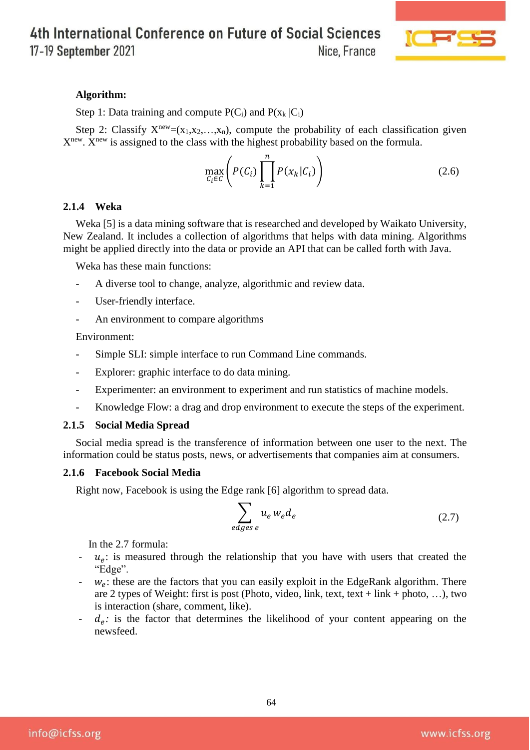**Algorithm:**

Step 1: Data training and compute $P(C_i)$ and $P(x_k|C_i)$

Step 2: Classify $X^{new}=(x_1,x_2,\ldots,x_n)$, compute the probability of each classification given $X^{new}$. $X^{new}$ is assigned to the class with the highest probability based on the formula.

$$\max_{C_i \in C}\left(P(C_i)\prod_{k=1}^{n}P(x_k|C_i)\right) \tag{2.6}$$

### 2.1.4 Weka

Weka [5] is a data mining software that is researched and developed by Waikato University, New Zealand. It includes a collection of algorithms that helps with data mining. Algorithms might be applied directly into the data or provide an API that can be called forth with Java.

Weka has these main functions:

- A diverse tool to change, analyze, algorithmic and review data.
- User-friendly interface.
- An environment to compare algorithms

Environment:

- Simple SLI: simple interface to run Command Line commands.
- Explorer: graphic interface to do data mining.
- Experimenter: an environment to experiment and run statistics of machine models.
- Knowledge Flow: a drag and drop environment to execute the steps of the experiment.

### 2.1.5 Social Media Spread

Social media spread is the transference of information between one user to the next. The information could be status posts, news, or advertisements that companies aim at consumers.

### 2.1.6 Facebook Social Media

Right now, Facebook is using the Edge rank [6] algorithm to spread data.

$$\sum_{edges\ e} u_e w_e d_e \tag{2.7}$$

In the 2.7 formula:

- $u_e$: is measured through the relationship that you have with users that created the "Edge".
- $w_e$: these are the factors that you can easily exploit in the EdgeRank algorithm. There are 2 types of Weight: first is post (Photo, video, link, text, text + link + photo, …), two is interaction (share, comment, like).
- $d_e$: is the factor that determines the likelihood of your content appearing on the newsfeed.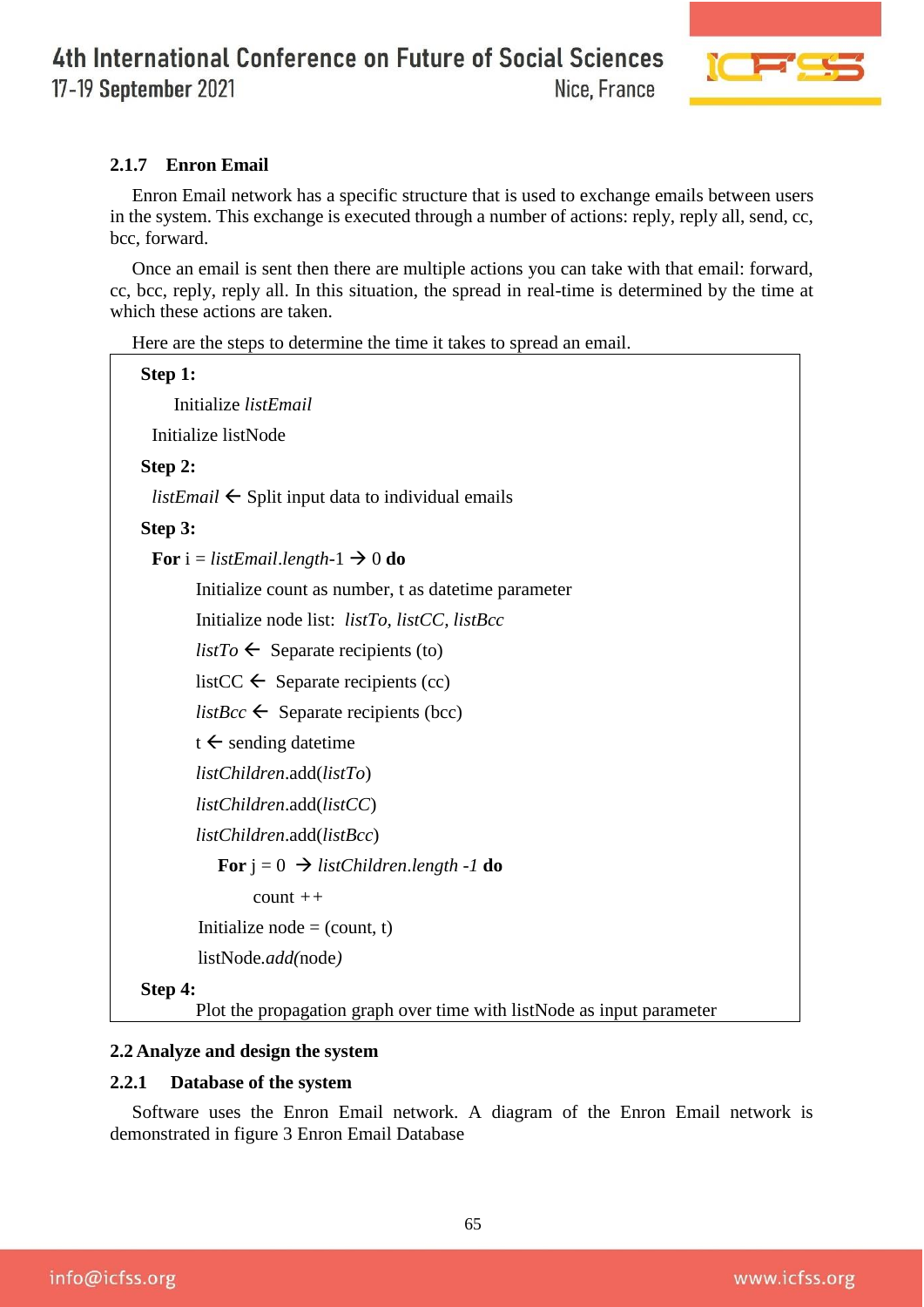### 2.1.7 Enron Email

Enron Email network has a specific structure that is used to exchange emails between users in the system. This exchange is executed through a number of actions: reply, reply all, send, cc, bcc, forward.

Once an email is sent then there are multiple actions you can take with that email: forward, cc, bcc, reply, reply all. In this situation, the spread in real-time is determined by the time at which these actions are taken.

Here are the steps to determine the time it takes to spread an email.

```
Step 1:
    Initialize listEmail
  Initialize listNode
Step 2:
  listEmail ← Split input data to individual emails
Step 3:
  For i = listEmail.length-1 → 0 do
      Initialize count as number, t as datetime parameter
      Initialize node list:  listTo, listCC, listBcc
      listTo ←  Separate recipients (to)
      listCC ←  Separate recipients (cc)
      listBcc ←  Separate recipients (bcc)
      t ← sending datetime
      listChildren.add(listTo)
      listChildren.add(listCC)
      listChildren.add(listBcc)
        For j = 0  → listChildren.length -1 do
            count ++
      Initialize node = (count, t)
      listNode.add(node)
Step 4:
      Plot the propagation graph over time with listNode as input parameter
```

## 2.2 Analyze and design the system

### 2.2.1 Database of the system

Software uses the Enron Email network. A diagram of the Enron Email network is demonstrated in figure 3 Enron Email Database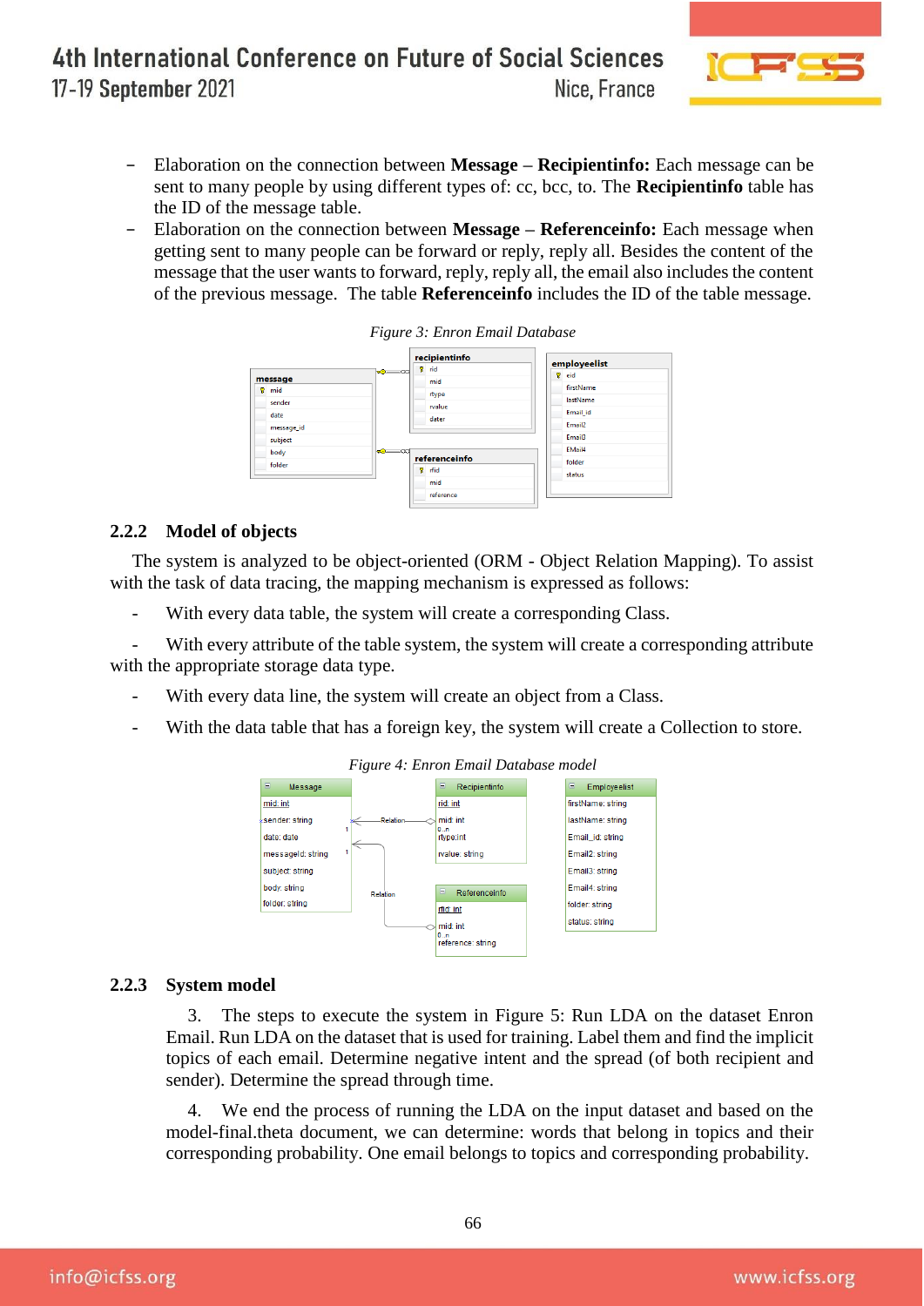- Elaboration on the connection between **Message – Recipientinfo:** Each message can be sent to many people by using different types of: cc, bcc, to. The **Recipientinfo** table has the ID of the message table.
- Elaboration on the connection between **Message – Referenceinfo:** Each message when getting sent to many people can be forward or reply, reply all. Besides the content of the message that the user wants to forward, reply, reply all, the email also includes the content of the previous message. The table **Referenceinfo** includes the ID of the table message.

*Figure 3: Enron Email Database*

### 2.2.2 Model of objects

The system is analyzed to be object-oriented (ORM - Object Relation Mapping). To assist with the task of data tracing, the mapping mechanism is expressed as follows:

- With every data table, the system will create a corresponding Class.
- With every attribute of the table system, the system will create a corresponding attribute with the appropriate storage data type.
- With every data line, the system will create an object from a Class.
- With the data table that has a foreign key, the system will create a Collection to store.

*Figure 4: Enron Email Database model*

### 2.2.3 System model

3. The steps to execute the system in Figure 5: Run LDA on the dataset Enron Email. Run LDA on the dataset that is used for training. Label them and find the implicit topics of each email. Determine negative intent and the spread (of both recipient and sender). Determine the spread through time.

4. We end the process of running the LDA on the input dataset and based on the model-final.theta document, we can determine: words that belong in topics and their corresponding probability. One email belongs to topics and corresponding probability.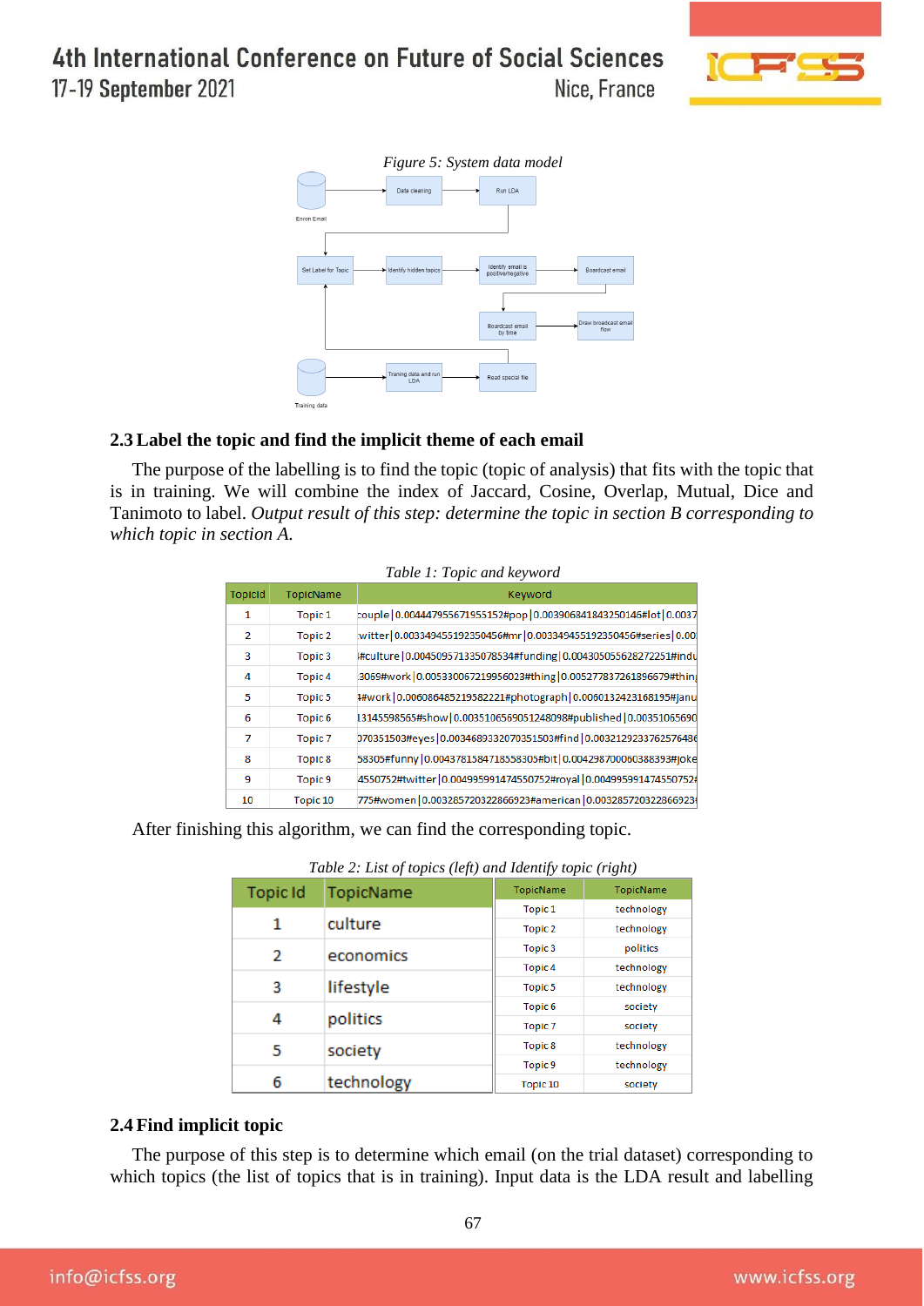*Figure 5: System data model*

## 2.3 Label the topic and find the implicit theme of each email

The purpose of the labelling is to find the topic (topic of analysis) that fits with the topic that is in training. We will combine the index of Jaccard, Cosine, Overlap, Mutual, Dice and Tanimoto to label. *Output result of this step: determine the topic in section B corresponding to which topic in section A.*

*Table 1: Topic and keyword*

| TopicId | TopicName | Keyword |
|---|---|---|
| 1 | Topic 1 | couple\|0.004447955671955152#pop\|0.003906841843250146#lot\|0.0037 |
| 2 | Topic 2 | twitter\|0.003349455192350456#mr\|0.003349455192350456#series\|0.00 |
| 3 | Topic 3 | #culture\|0.004509571335078534#funding\|0.004305055628272251#indu |
| 4 | Topic 4 | 3069#work\|0.005330067219956023#thing\|0.005277837261896679#thin |
| 5 | Topic 5 | #work\|0.006086485219582221#photograph\|0.0060132423168195#janu |
| 6 | Topic 6 | 13145598565#show\|0.003510656905124809 8#published\|0.00351065690 |
| 7 | Topic 7 | 070351503#eyes\|0.003468933207035150 3#find\|0.003212923376257648 |
| 8 | Topic 8 | 58305#funny\|0.004378158471855830 5#bit\|0.004298700060388393#joke |
| 9 | Topic 9 | 4550752#twitter\|0.004995991474550752#royal\|0.004995991474550752# |
| 10 | Topic 10 | 775#women\|0.003285720322866923#american\|0.003285720322866923 |

After finishing this algorithm, we can find the corresponding topic.

*Table 2: List of topics (left) and Identify topic (right)*

| Topic Id | TopicName |
|---|---|
| 1 | culture |
| 2 | economics |
| 3 | lifestyle |
| 4 | politics |
| 5 | society |
| 6 | technology |

| TopicName | TopicName |
|---|---|
| Topic 1 | technology |
| Topic 2 | technology |
| Topic 3 | politics |
| Topic 4 | technology |
| Topic 5 | technology |
| Topic 6 | society |
| Topic 7 | society |
| Topic 8 | technology |
| Topic 9 | technology |
| Topic 10 | society |

## 2.4 Find implicit topic

The purpose of this step is to determine which email (on the trial dataset) corresponding to which topics (the list of topics that is in training). Input data is the LDA result and labelling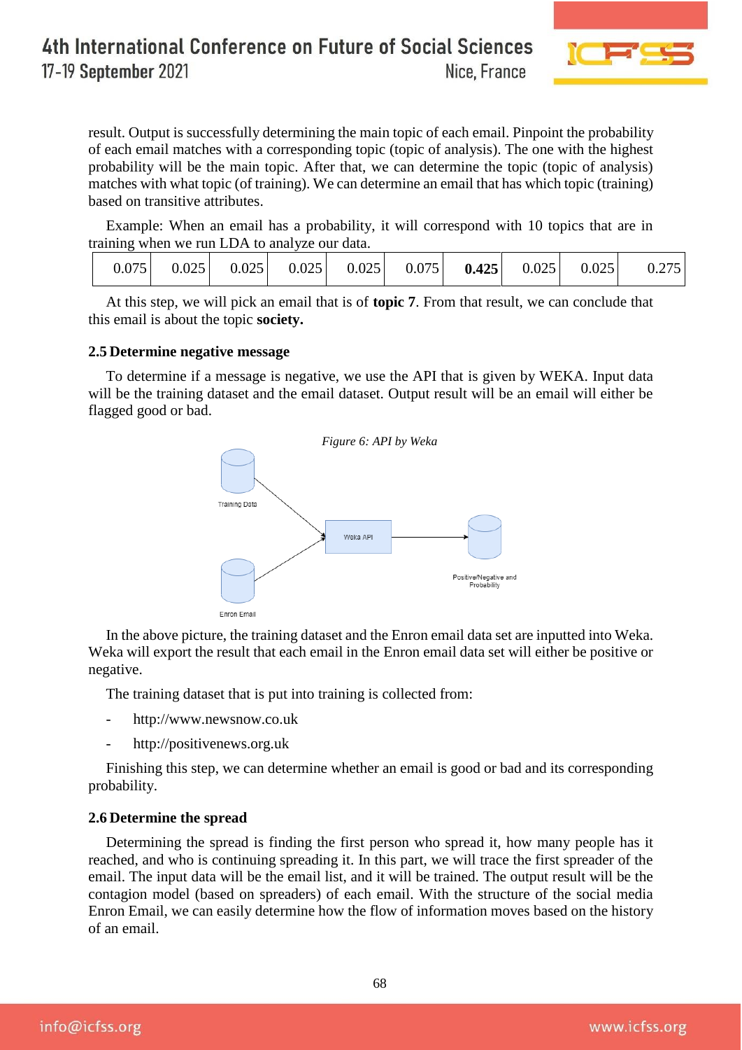result. Output is successfully determining the main topic of each email. Pinpoint the probability of each email matches with a corresponding topic (topic of analysis). The one with the highest probability will be the main topic. After that, we can determine the topic (topic of analysis) matches with what topic (of training). We can determine an email that has which topic (training) based on transitive attributes.

Example: When an email has a probability, it will correspond with 10 topics that are in training when we run LDA to analyze our data.

| 0.075 | 0.025 | 0.025 | 0.025 | 0.025 | 0.075 | **0.425** | 0.025 | 0.025 | 0.275 |
|---|---|---|---|---|---|---|---|---|---|

At this step, we will pick an email that is of **topic 7**. From that result, we can conclude that this email is about the topic **society.**

### 2.5 Determine negative message

To determine if a message is negative, we use the API that is given by WEKA. Input data will be the training dataset and the email dataset. Output result will be an email will either be flagged good or bad.

*Figure 6: API by Weka*

Training Data

Weka API

Positive/Negative and Probability

Enron Email

In the above picture, the training dataset and the Enron email data set are inputted into Weka. Weka will export the result that each email in the Enron email data set will either be positive or negative.

The training dataset that is put into training is collected from:

- http://www.newsnow.co.uk
- http://positivenews.org.uk

Finishing this step, we can determine whether an email is good or bad and its corresponding probability.

### 2.6 Determine the spread

Determining the spread is finding the first person who spread it, how many people has it reached, and who is continuing spreading it. In this part, we will trace the first spreader of the email. The input data will be the email list, and it will be trained. The output result will be the contagion model (based on spreaders) of each email. With the structure of the social media Enron Email, we can easily determine how the flow of information moves based on the history of an email.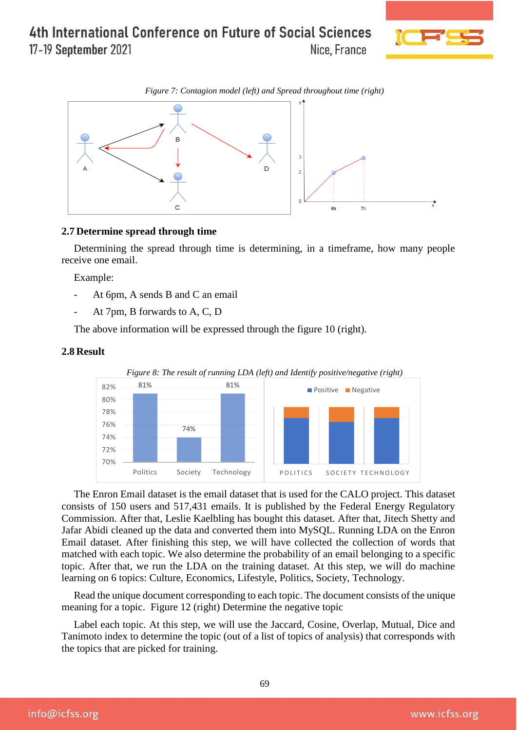*Figure 7: Contagion model (left) and Spread throughout time (right)*

### 2.7 Determine spread through time

Determining the spread through time is determining, in a timeframe, how many people receive one email.

Example:

- At 6pm, A sends B and C an email
- At 7pm, B forwards to A, C, D

The above information will be expressed through the figure 10 (right).

### 2.8 Result

*Figure 8: The result of running LDA (left) and Identify positive/negative (right)*

The Enron Email dataset is the email dataset that is used for the CALO project. This dataset consists of 150 users and 517,431 emails. It is published by the Federal Energy Regulatory Commission. After that, Leslie Kaelbling has bought this dataset. After that, Jitech Shetty and Jafar Abidi cleaned up the data and converted them into MySQL. Running LDA on the Enron Email dataset. After finishing this step, we will have collected the collection of words that matched with each topic. We also determine the probability of an email belonging to a specific topic. After that, we run the LDA on the training dataset. At this step, we will do machine learning on 6 topics: Culture, Economics, Lifestyle, Politics, Society, Technology.

Read the unique document corresponding to each topic. The document consists of the unique meaning for a topic. Figure 12 (right) Determine the negative topic

Label each topic. At this step, we will use the Jaccard, Cosine, Overlap, Mutual, Dice and Tanimoto index to determine the topic (out of a list of topics of analysis) that corresponds with the topics that are picked for training.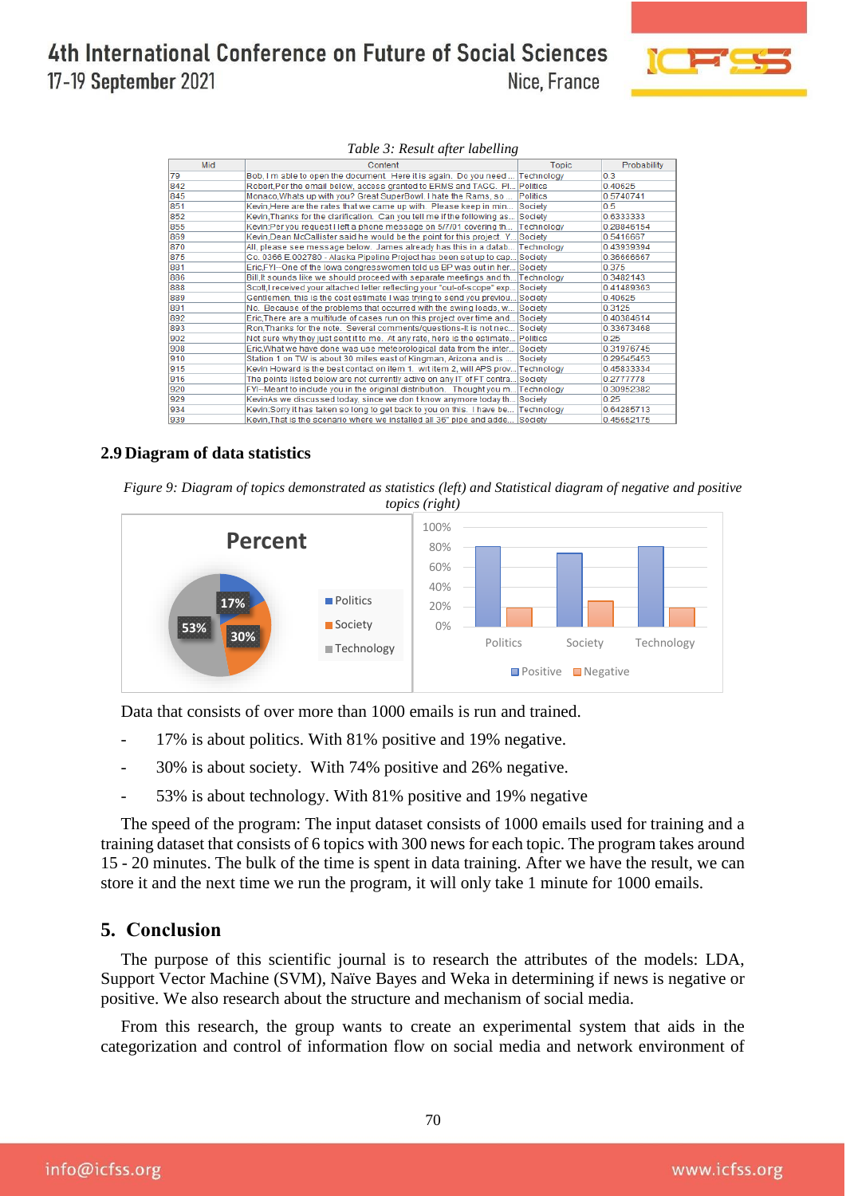*Table 3: Result after labelling*

| Mid | Content | Topic | Probability |
|---|---|---|---|
| 79 | Bob, I m able to open the document. Here it is again. Do you need ... | Technology | 0.3 |
| 842 | Robert,Per the email below, access granted to ERMS and TAGG. Pl... | Politics | 0.40625 |
| 845 | Monaco,Whats up with you? Great SuperBowl. I hate the Rams, so ... | Politics | 0.5740741 |
| 851 | Kevin,Here are the rates that we came up with. Please keep in min... | Society | 0.5 |
| 852 | Kevin,Thanks for the clarification. Can you tell me if the following as... | Society | 0.6333333 |
| 855 | Kevin:Per you request I left a phone message on 5/7/01 covering th... | Technology | 0.28846154 |
| 869 | Kevin,Dean McCallister said he would be the point for this project. Y... | Society | 0.5416667 |
| 870 | All, please see message below. James already has this in a datab... | Technology | 0.43939394 |
| 875 | Co. 0366 E.002780 - Alaska Pipeline Project has been set up to cap... | Society | 0.36666667 |
| 881 | Eric,FYI--One of the Iowa congresswomen told us EP was out in her... | Society | 0.375 |
| 886 | Bill,It sounds like we should proceed with separate meetings and th... | Technology | 0.3482143 |
| 888 | Scott,I received your attached letter reflecting your "out-of-scope" exp... | Society | 0.41489363 |
| 889 | Gentlemen, this is the cost estimate I was trying to send you previou... | Society | 0.40625 |
| 891 | No. Because of the problems that occurred with the swing loads, w... | Society | 0.3125 |
| 892 | Eric,There are a multitude of cases run on this project over time and... | Society | 0.40384614 |
| 893 | Ron,Thanks for the note. Several comments/questions-It is not nec... | Society | 0.33673468 |
| 902 | Not sure why they just sent it to me. At any rate, here is the estimate... | Politics | 0.25 |
| 908 | Eric,What we have done was use meteorological data from the inter... | Society | 0.31976745 |
| 910 | Station 1 on TW is about 30 miles east of Kingman, Arizona and is ... | Society | 0.29545453 |
| 915 | Kevin Howard is the best contact on item 1. wit item 2, will APS prov... | Technology | 0.45833334 |
| 916 | The points listed below are not currently active on any IT of FT contra... | Society | 0.2777778 |
| 920 | FYI--Meant to include you in the original distribution. Thought you m... | Technology | 0.30952382 |
| 929 | KevinAs we discussed today, since we don t know anymore today th... | Society | 0.25 |
| 934 | Kevin:Sorry it has taken so long to get back to you on this. I have be... | Technology | 0.64285713 |
| 939 | Kevin,That is the scenario where we installed all 36" pipe and adde... | Society | 0.45652175 |

### 2.9 Diagram of data statistics

*Figure 9: Diagram of topics demonstrated as statistics (left) and Statistical diagram of negative and positive topics (right)*

Data that consists of over more than 1000 emails is run and trained.

- 17% is about politics. With 81% positive and 19% negative.
- 30% is about society. With 74% positive and 26% negative.
- 53% is about technology. With 81% positive and 19% negative

The speed of the program: The input dataset consists of 1000 emails used for training and a training dataset that consists of 6 topics with 300 news for each topic. The program takes around 15 - 20 minutes. The bulk of the time is spent in data training. After we have the result, we can store it and the next time we run the program, it will only take 1 minute for 1000 emails.

## 5. Conclusion

The purpose of this scientific journal is to research the attributes of the models: LDA, Support Vector Machine (SVM), Naïve Bayes and Weka in determining if news is negative or positive. We also research about the structure and mechanism of social media.

From this research, the group wants to create an experimental system that aids in the categorization and control of information flow on social media and network environment of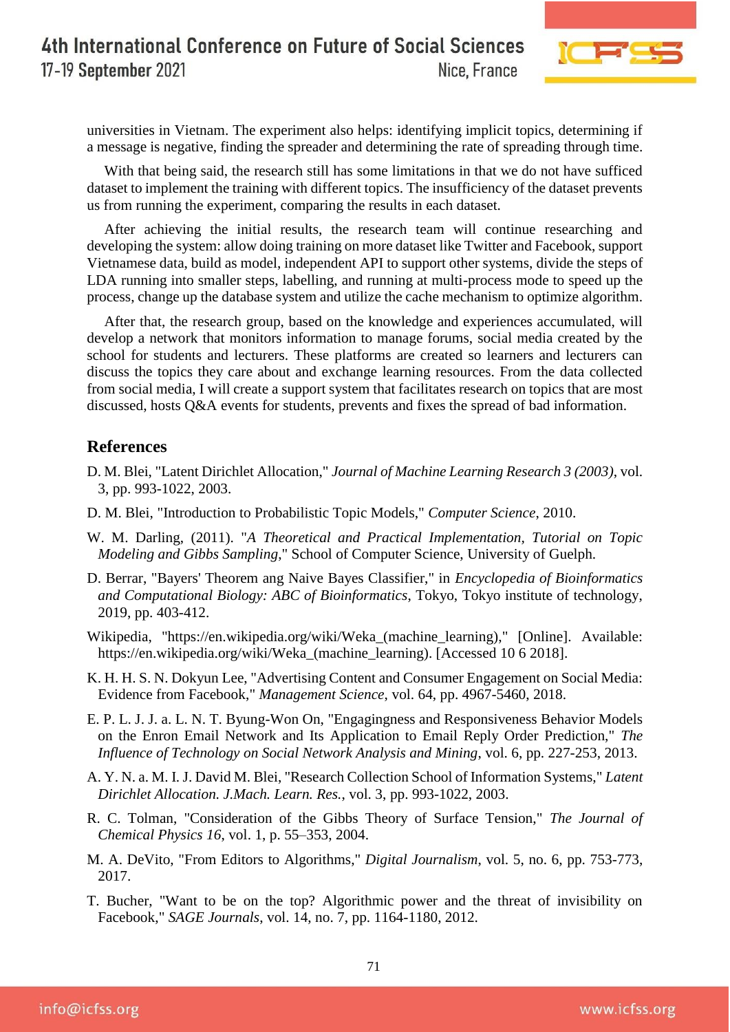universities in Vietnam. The experiment also helps: identifying implicit topics, determining if a message is negative, finding the spreader and determining the rate of spreading through time.

With that being said, the research still has some limitations in that we do not have sufficed dataset to implement the training with different topics. The insufficiency of the dataset prevents us from running the experiment, comparing the results in each dataset.

After achieving the initial results, the research team will continue researching and developing the system: allow doing training on more dataset like Twitter and Facebook, support Vietnamese data, build as model, independent API to support other systems, divide the steps of LDA running into smaller steps, labelling, and running at multi-process mode to speed up the process, change up the database system and utilize the cache mechanism to optimize algorithm.

After that, the research group, based on the knowledge and experiences accumulated, will develop a network that monitors information to manage forums, social media created by the school for students and lecturers. These platforms are created so learners and lecturers can discuss the topics they care about and exchange learning resources. From the data collected from social media, I will create a support system that facilitates research on topics that are most discussed, hosts Q&A events for students, prevents and fixes the spread of bad information.

## References

D. M. Blei, "Latent Dirichlet Allocation," *Journal of Machine Learning Research 3 (2003)*, vol. 3, pp. 993-1022, 2003.

D. M. Blei, "Introduction to Probabilistic Topic Models," *Computer Science*, 2010.

W. M. Darling, (2011). "*A Theoretical and Practical Implementation, Tutorial on Topic Modeling and Gibbs Sampling*," School of Computer Science, University of Guelph.

D. Berrar, "Bayers' Theorem ang Naive Bayes Classifier," in *Encyclopedia of Bioinformatics and Computational Biology: ABC of Bioinformatics*, Tokyo, Tokyo institute of technology, 2019, pp. 403-412.

Wikipedia, "https://en.wikipedia.org/wiki/Weka_(machine_learning)," [Online]. Available: https://en.wikipedia.org/wiki/Weka_(machine_learning). [Accessed 10 6 2018].

K. H. H. S. N. Dokyun Lee, "Advertising Content and Consumer Engagement on Social Media: Evidence from Facebook," *Management Science*, vol. 64, pp. 4967-5460, 2018.

E. P. L. J. J. a. L. N. T. Byung-Won On, "Engagingness and Responsiveness Behavior Models on the Enron Email Network and Its Application to Email Reply Order Prediction," *The Influence of Technology on Social Network Analysis and Mining*, vol. 6, pp. 227-253, 2013.

A. Y. N. a. M. I. J. David M. Blei, "Research Collection School of Information Systems," *Latent Dirichlet Allocation. J.Mach. Learn. Res.*, vol. 3, pp. 993-1022, 2003.

R. C. Tolman, "Consideration of the Gibbs Theory of Surface Tension," *The Journal of Chemical Physics 16*, vol. 1, p. 55–353, 2004.

M. A. DeVito, "From Editors to Algorithms," *Digital Journalism*, vol. 5, no. 6, pp. 753-773, 2017.

T. Bucher, "Want to be on the top? Algorithmic power and the threat of invisibility on Facebook," *SAGE Journals*, vol. 14, no. 7, pp. 1164-1180, 2012.